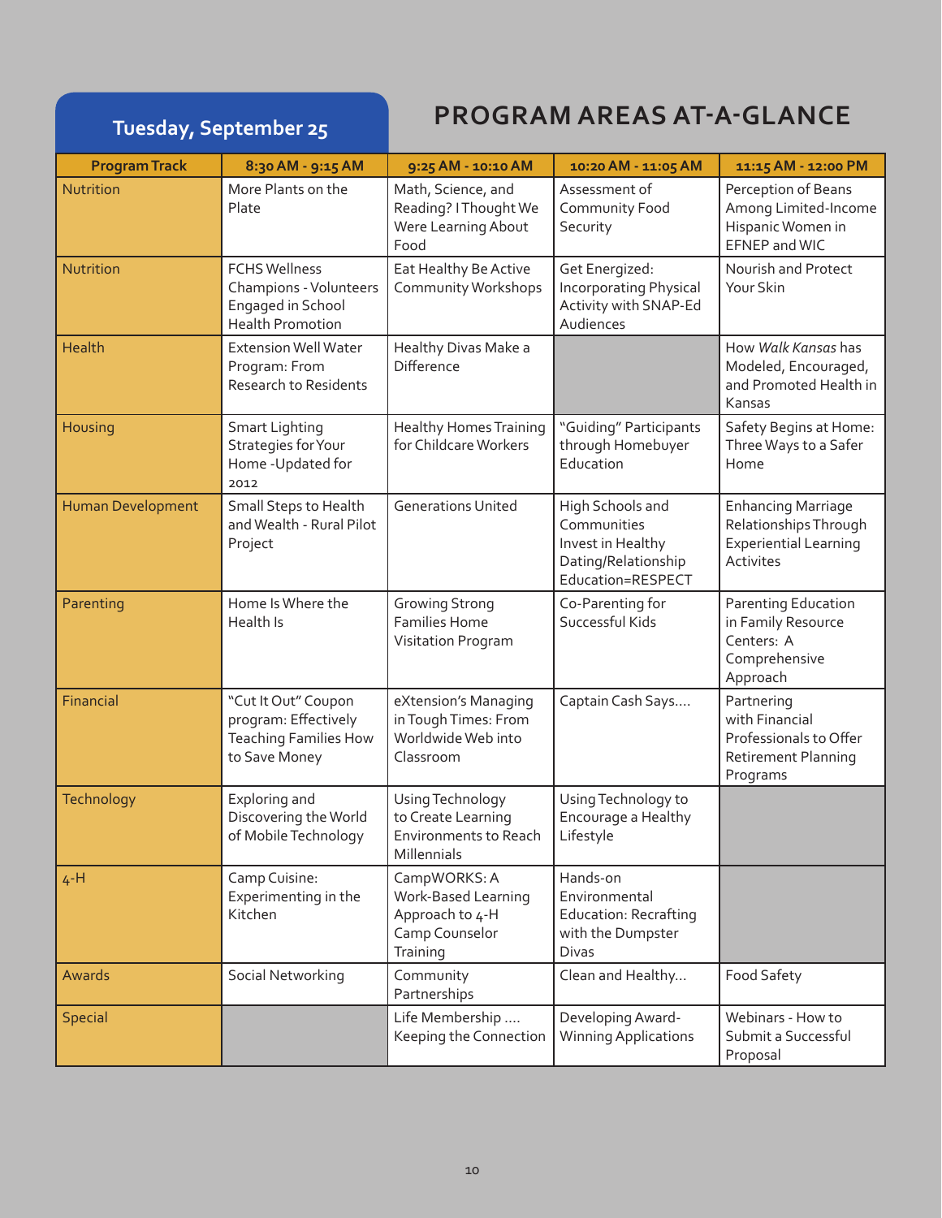## Tuesday, September 25

# PROGRAM AREAS AT-A-GLANCE

| Program Track | 8:30 AM - 9:15 AM | 9:25 AM - 10:10 AM | 10:20 AM - 11:05 AM | 11:15 AM - 12:00 PM |
|---|---|---|---|---|
| Nutrition | More Plants on the Plate | Math, Science, and Reading? I Thought We Were Learning About Food | Assessment of Community Food Security | Perception of Beans Among Limited-Income Hispanic Women in EFNEP and WIC |
| Nutrition | FCHS Wellness Champions - Volunteers Engaged in School Health Promotion | Eat Healthy Be Active Community Workshops | Get Energized: Incorporating Physical Activity with SNAP-Ed Audiences | Nourish and Protect Your Skin |
| Health | Extension Well Water Program: From Research to Residents | Healthy Divas Make a Difference | | How *Walk Kansas* has Modeled, Encouraged, and Promoted Health in Kansas |
| Housing | Smart Lighting Strategies for Your Home -Updated for 2012 | Healthy Homes Training for Childcare Workers | "Guiding" Participants through Homebuyer Education | Safety Begins at Home: Three Ways to a Safer Home |
| Human Development | Small Steps to Health and Wealth - Rural Pilot Project | Generations United | High Schools and Communities Invest in Healthy Dating/Relationship Education=RESPECT | Enhancing Marriage Relationships Through Experiential Learning Activites |
| Parenting | Home Is Where the Health Is | Growing Strong Families Home Visitation Program | Co-Parenting for Successful Kids | Parenting Education in Family Resource Centers: A Comprehensive Approach |
| Financial | "Cut It Out" Coupon program: Effectively Teaching Families How to Save Money | eXtension's Managing in Tough Times: From Worldwide Web into Classroom | Captain Cash Says.... | Partnering with Financial Professionals to Offer Retirement Planning Programs |
| Technology | Exploring and Discovering the World of Mobile Technology | Using Technology to Create Learning Environments to Reach Millennials | Using Technology to Encourage a Healthy Lifestyle | |
| 4-H | Camp Cuisine: Experimenting in the Kitchen | CampWORKS: A Work-Based Learning Approach to 4-H Camp Counselor Training | Hands-on Environmental Education: Recrafting with the Dumpster Divas | |
| Awards | Social Networking | Community Partnerships | Clean and Healthy... | Food Safety |
| Special | | Life Membership .... Keeping the Connection | Developing Award-Winning Applications | Webinars - How to Submit a Successful Proposal |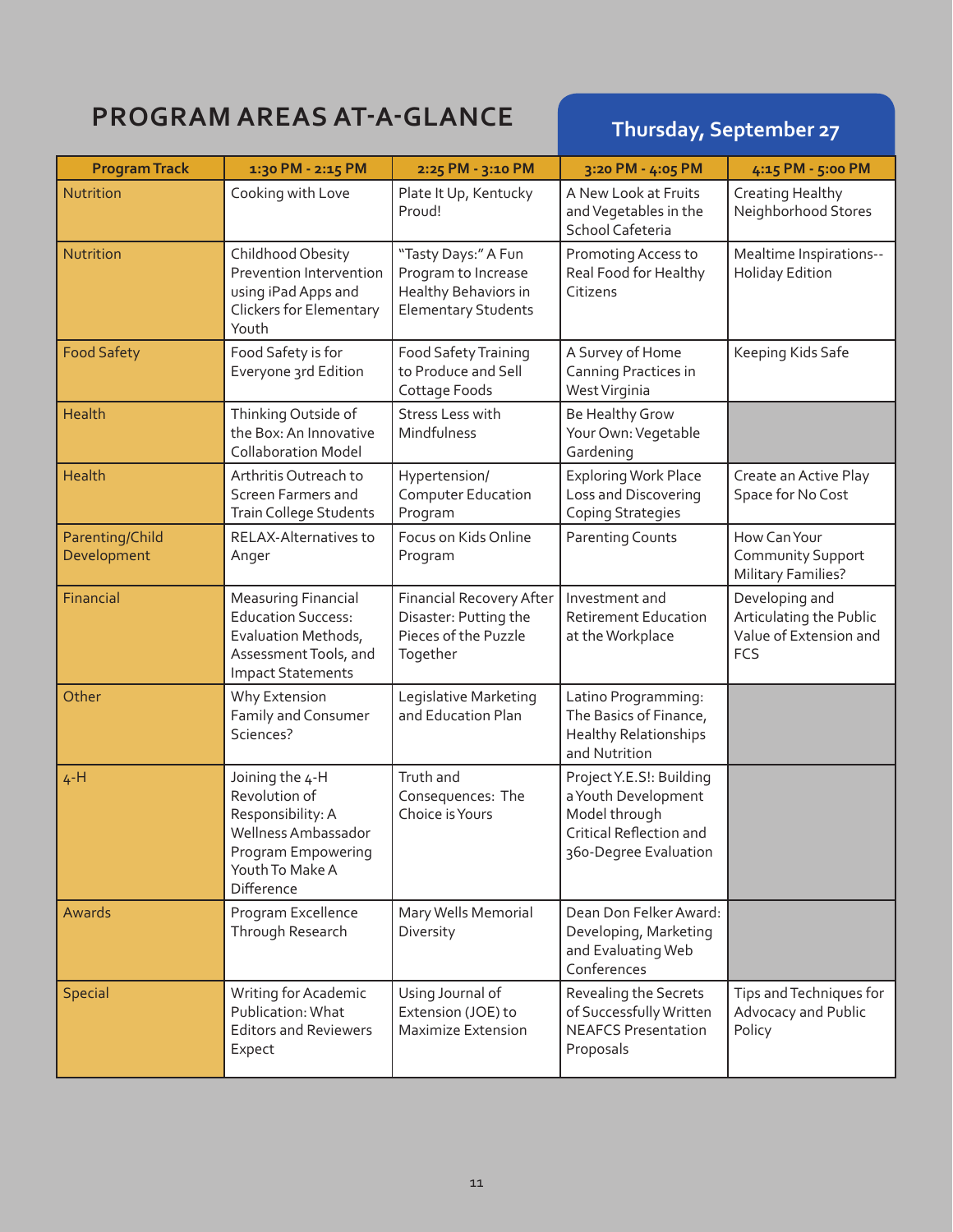## PROGRAM AREAS AT-A-GLANCE

### Thursday, September 27

| Program Track | 1:30 PM - 2:15 PM | 2:25 PM - 3:10 PM | 3:20 PM - 4:05 PM | 4:15 PM - 5:00 PM |
|---|---|---|---|---|
| Nutrition | Cooking with Love | Plate It Up, Kentucky Proud! | A New Look at Fruits and Vegetables in the School Cafeteria | Creating Healthy Neighborhood Stores |
| Nutrition | Childhood Obesity Prevention Intervention using iPad Apps and Clickers for Elementary Youth | "Tasty Days:" A Fun Program to Increase Healthy Behaviors in Elementary Students | Promoting Access to Real Food for Healthy Citizens | Mealtime Inspirations--Holiday Edition |
| Food Safety | Food Safety is for Everyone 3rd Edition | Food Safety Training to Produce and Sell Cottage Foods | A Survey of Home Canning Practices in West Virginia | Keeping Kids Safe |
| Health | Thinking Outside of the Box: An Innovative Collaboration Model | Stress Less with Mindfulness | Be Healthy Grow Your Own: Vegetable Gardening | |
| Health | Arthritis Outreach to Screen Farmers and Train College Students | Hypertension/ Computer Education Program | Exploring Work Place Loss and Discovering Coping Strategies | Create an Active Play Space for No Cost |
| Parenting/Child Development | RELAX-Alternatives to Anger | Focus on Kids Online Program | Parenting Counts | How Can Your Community Support Military Families? |
| Financial | Measuring Financial Education Success: Evaluation Methods, Assessment Tools, and Impact Statements | Financial Recovery After Disaster: Putting the Pieces of the Puzzle Together | Investment and Retirement Education at the Workplace | Developing and Articulating the Public Value of Extension and FCS |
| Other | Why Extension Family and Consumer Sciences? | Legislative Marketing and Education Plan | Latino Programming: The Basics of Finance, Healthy Relationships and Nutrition | |
| 4-H | Joining the 4-H Revolution of Responsibility: A Wellness Ambassador Program Empowering Youth To Make A Difference | Truth and Consequences: The Choice is Yours | Project Y.E.S!: Building a Youth Development Model through Critical Reflection and 360-Degree Evaluation | |
| Awards | Program Excellence Through Research | Mary Wells Memorial Diversity | Dean Don Felker Award: Developing, Marketing and Evaluating Web Conferences | |
| Special | Writing for Academic Publication: What Editors and Reviewers Expect | Using Journal of Extension (JOE) to Maximize Extension | Revealing the Secrets of Successfully Written NEAFCS Presentation Proposals | Tips and Techniques for Advocacy and Public Policy |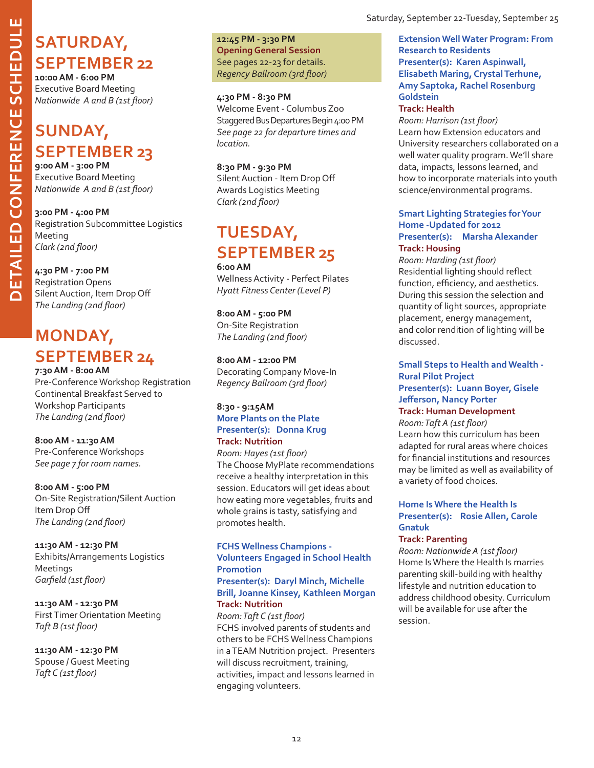DETAILED CONFERENCE SCHEDULE

Saturday, September 22-Tuesday, September 25

## SATURDAY, SEPTEMBER 22

**10:00 AM - 6:00 PM**
Executive Board Meeting
*Nationwide A and B (1st floor)*

## SUNDAY, SEPTEMBER 23

**9:00 AM - 3:00 PM**
Executive Board Meeting
*Nationwide A and B (1st floor)*

**3:00 PM - 4:00 PM**
Registration Subcommittee Logistics Meeting
*Clark (2nd floor)*

**4:30 PM - 7:00 PM**
Registration Opens
Silent Auction, Item Drop Off
*The Landing (2nd floor)*

## MONDAY, SEPTEMBER 24

**7:30 AM - 8:00 AM**
Pre-Conference Workshop Registration
Continental Breakfast Served to Workshop Participants
*The Landing (2nd floor)*

**8:00 AM - 11:30 AM**
Pre-Conference Workshops
*See page 7 for room names.*

**8:00 AM - 5:00 PM**
On-Site Registration/Silent Auction Item Drop Off
*The Landing (2nd floor)*

**11:30 AM - 12:30 PM**
Exhibits/Arrangements Logistics Meetings
*Garfield (1st floor)*

**11:30 AM - 12:30 PM**
First Timer Orientation Meeting
*Taft B (1st floor)*

**11:30 AM - 12:30 PM**
Spouse / Guest Meeting
*Taft C (1st floor)*

**12:45 PM - 3:30 PM**
**Opening General Session**
See pages 22-23 for details.
*Regency Ballroom (3rd floor)*

**4:30 PM - 8:30 PM**
Welcome Event - Columbus Zoo
Staggered Bus Departures Begin 4:00 PM
*See page 22 for departure times and location.*

**8:30 PM - 9:30 PM**
Silent Auction - Item Drop Off
Awards Logistics Meeting
*Clark (2nd floor)*

## TUESDAY, SEPTEMBER 25

**6:00 AM**
Wellness Activity - Perfect Pilates
*Hyatt Fitness Center (Level P)*

**8:00 AM - 5:00 PM**
On-Site Registration
*The Landing (2nd floor)*

**8:00 AM - 12:00 PM**
Decorating Company Move-In
*Regency Ballroom (3rd floor)*

**8:30 - 9:15AM**

**More Plants on the Plate**
**Presenter(s): Donna Krug**
**Track: Nutrition**
*Room: Hayes (1st floor)*
The Choose MyPlate recommendations receive a healthy interpretation in this session. Educators will get ideas about how eating more vegetables, fruits and whole grains is tasty, satisfying and promotes health.

**FCHS Wellness Champions - Volunteers Engaged in School Health Promotion**
**Presenter(s): Daryl Minch, Michelle Brill, Joanne Kinsey, Kathleen Morgan**
**Track: Nutrition**
*Room: Taft C (1st floor)*
FCHS involved parents of students and others to be FCHS Wellness Champions in a TEAM Nutrition project. Presenters will discuss recruitment, training, activities, impact and lessons learned in engaging volunteers.

**Extension Well Water Program: From Research to Residents**
**Presenter(s): Karen Aspinwall, Elisabeth Maring, Crystal Terhune, Amy Saptoka, Rachel Rosenburg Goldstein**
**Track: Health**
*Room: Harrison (1st floor)*
Learn how Extension educators and University researchers collaborated on a well water quality program. We'll share data, impacts, lessons learned, and how to incorporate materials into youth science/environmental programs.

**Smart Lighting Strategies for Your Home -Updated for 2012**
**Presenter(s): Marsha Alexander**
**Track: Housing**
*Room: Harding (1st floor)*
Residential lighting should reflect function, efficiency, and aesthetics. During this session the selection and quantity of light sources, appropriate placement, energy management, and color rendition of lighting will be discussed.

**Small Steps to Health and Wealth - Rural Pilot Project**
**Presenter(s): Luann Boyer, Gisele Jefferson, Nancy Porter**
**Track: Human Development**
*Room: Taft A (1st floor)*
Learn how this curriculum has been adapted for rural areas where choices for financial institutions and resources may be limited as well as availability of a variety of food choices.

**Home Is Where the Health Is**
**Presenter(s): Rosie Allen, Carole Gnatuk**
**Track: Parenting**
*Room: Nationwide A (1st floor)*
Home Is Where the Health Is marries parenting skill-building with healthy lifestyle and nutrition education to address childhood obesity. Curriculum will be available for use after the session.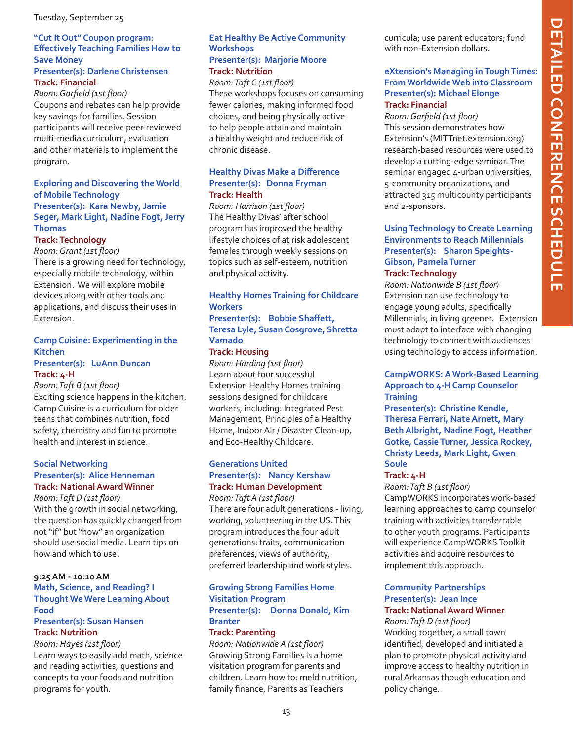Tuesday, September 25

### "Cut It Out" Coupon program: Effectively Teaching Families How to Save Money
**Presenter(s): Darlene Christensen**
**Track: Financial**
*Room: Garfield (1st floor)*
Coupons and rebates can help provide key savings for families. Session participants will receive peer-reviewed multi-media curriculum, evaluation and other materials to implement the program.

### Exploring and Discovering the World of Mobile Technology
**Presenter(s): Kara Newby, Jamie Seger, Mark Light, Nadine Fogt, Jerry Thomas**
**Track: Technology**
*Room: Grant (1st floor)*
There is a growing need for technology, especially mobile technology, within Extension. We will explore mobile devices along with other tools and applications, and discuss their uses in Extension.

### Camp Cuisine: Experimenting in the Kitchen
**Presenter(s): LuAnn Duncan**
**Track: 4-H**
*Room: Taft B (1st floor)*
Exciting science happens in the kitchen. Camp Cuisine is a curriculum for older teens that combines nutrition, food safety, chemistry and fun to promote health and interest in science.

### Social Networking
**Presenter(s): Alice Henneman**
**Track: National Award Winner**
*Room: Taft D (1st floor)*
With the growth in social networking, the question has quickly changed from not "if" but "how" an organization should use social media. Learn tips on how and which to use.

**9:25 AM - 10:10 AM**

### Math, Science, and Reading? I Thought We Were Learning About Food
**Presenter(s): Susan Hansen**
**Track: Nutrition**
*Room: Hayes (1st floor)*
Learn ways to easily add math, science and reading activities, questions and concepts to your foods and nutrition programs for youth.

### Eat Healthy Be Active Community Workshops
**Presenter(s): Marjorie Moore**
**Track: Nutrition**
*Room: Taft C (1st floor)*
These workshops focuses on consuming fewer calories, making informed food choices, and being physically active to help people attain and maintain a healthy weight and reduce risk of chronic disease.

### Healthy Divas Make a Difference
**Presenter(s): Donna Fryman**
**Track: Health**
*Room: Harrison (1st floor)*
The Healthy Divas' after school program has improved the healthy lifestyle choices of at risk adolescent females through weekly sessions on topics such as self-esteem, nutrition and physical activity.

### Healthy Homes Training for Childcare Workers
**Presenter(s): Bobbie Shaffett, Teresa Lyle, Susan Cosgrove, Shretta Vamado**
**Track: Housing**
*Room: Harding (1st floor)*
Learn about four successful Extension Healthy Homes training sessions designed for childcare workers, including: Integrated Pest Management, Principles of a Healthy Home, Indoor Air / Disaster Clean-up, and Eco-Healthy Childcare.

### Generations United
**Presenter(s): Nancy Kershaw**
**Track: Human Development**
*Room: Taft A (1st floor)*
There are four adult generations - living, working, volunteering in the US. This program introduces the four adult generations: traits, communication preferences, views of authority, preferred leadership and work styles.

### Growing Strong Families Home Visitation Program
**Presenter(s): Donna Donald, Kim Branter**
**Track: Parenting**
*Room: Nationwide A (1st floor)*
Growing Strong Families is a home visitation program for parents and children. Learn how to: meld nutrition, family finance, Parents as Teachers curricula; use parent educators; fund with non-Extension dollars.

### eXtension's Managing in Tough Times: From Worldwide Web into Classroom
**Presenter(s): Michael Elonge**
**Track: Financial**
*Room: Garfield (1st floor)*
This session demonstrates how Extension's (MITTnet.extension.org) research-based resources were used to develop a cutting-edge seminar. The seminar engaged 4-urban universities, 5-community organizations, and attracted 315 multicounty participants and 2-sponsors.

### Using Technology to Create Learning Environments to Reach Millennials
**Presenter(s): Sharon Speights-Gibson, Pamela Turner**
**Track: Technology**
*Room: Nationwide B (1st floor)*
Extension can use technology to engage young adults, specifically Millennials, in living greener. Extension must adapt to interface with changing technology to connect with audiences using technology to access information.

### CampWORKS: A Work-Based Learning Approach to 4-H Camp Counselor Training
**Presenter(s): Christine Kendle, Theresa Ferrari, Nate Arnett, Mary Beth Albright, Nadine Fogt, Heather Gotke, Cassie Turner, Jessica Rockey, Christy Leeds, Mark Light, Gwen Soule**
**Track: 4-H**
*Room: Taft B (1st floor)*
CampWORKS incorporates work-based learning approaches to camp counselor training with activities transferrable to other youth programs. Participants will experience CampWORKS Toolkit activities and acquire resources to implement this approach.

### Community Partnerships
**Presenter(s): Jean Ince**
**Track: National Award Winner**
*Room: Taft D (1st floor)*
Working together, a small town identified, developed and initiated a plan to promote physical activity and improve access to healthy nutrition in rural Arkansas though education and policy change.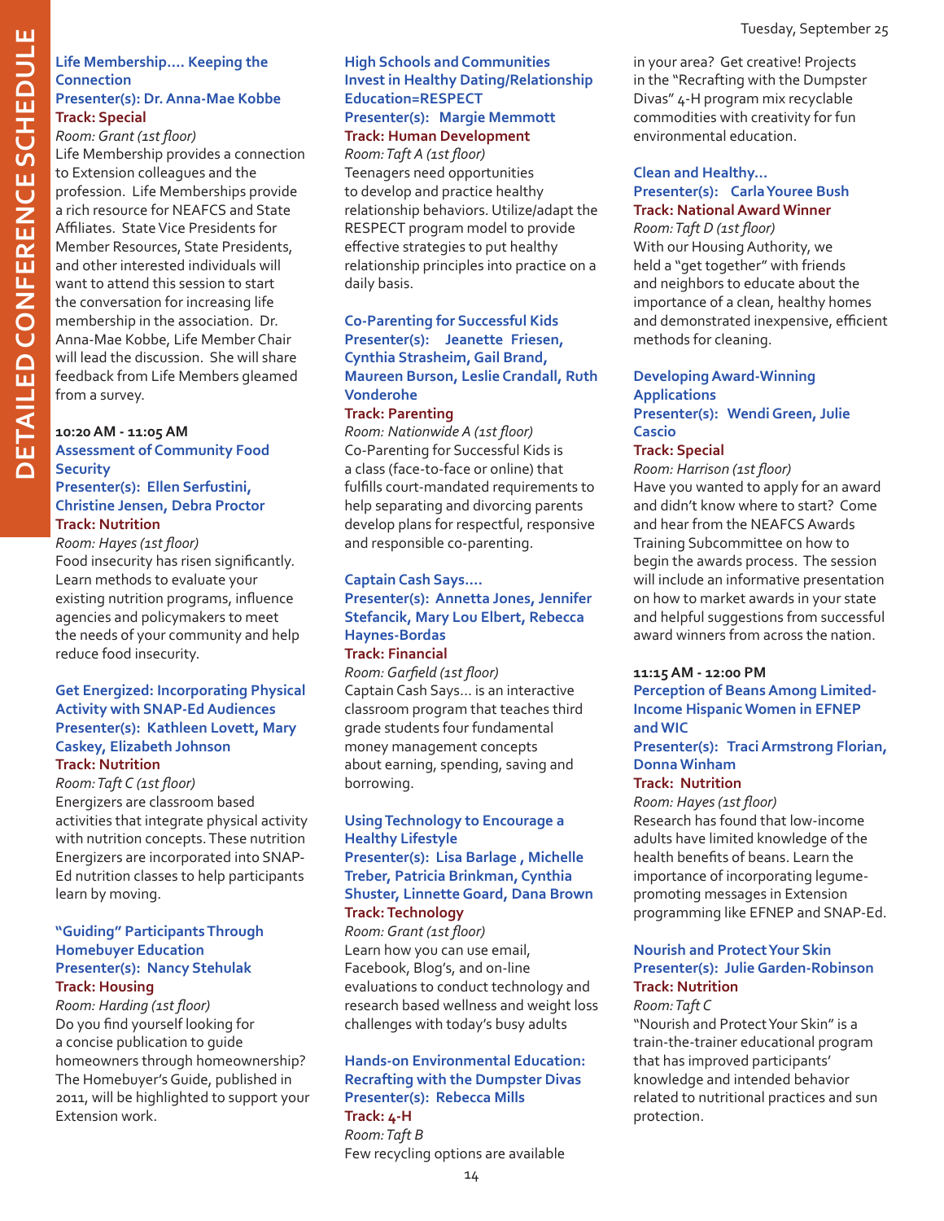### Life Membership.... Keeping the Connection

**Presenter(s): Dr. Anna-Mae Kobbe**

**Track: Special**

*Room: Grant (1st floor)*

Life Membership provides a connection to Extension colleagues and the profession. Life Memberships provide a rich resource for NEAFCS and State Affiliates. State Vice Presidents for Member Resources, State Presidents, and other interested individuals will want to attend this session to start the conversation for increasing life membership in the association. Dr. Anna-Mae Kobbe, Life Member Chair will lead the discussion. She will share feedback from Life Members gleamed from a survey.

## 10:20 AM - 11:05 AM

### Assessment of Community Food Security

**Presenter(s): Ellen Serfustini, Christine Jensen, Debra Proctor**

**Track: Nutrition**

*Room: Hayes (1st floor)*

Food insecurity has risen significantly. Learn methods to evaluate your existing nutrition programs, influence agencies and policymakers to meet the needs of your community and help reduce food insecurity.

### Get Energized: Incorporating Physical Activity with SNAP-Ed Audiences

**Presenter(s): Kathleen Lovett, Mary Caskey, Elizabeth Johnson**

**Track: Nutrition**

*Room: Taft C (1st floor)*

Energizers are classroom based activities that integrate physical activity with nutrition concepts. These nutrition Energizers are incorporated into SNAP-Ed nutrition classes to help participants learn by moving.

### "Guiding" Participants Through Homebuyer Education

**Presenter(s): Nancy Stehulak**

**Track: Housing**

*Room: Harding (1st floor)*

Do you find yourself looking for a concise publication to guide homeowners through homeownership? The Homebuyer's Guide, published in 2011, will be highlighted to support your Extension work.

### High Schools and Communities Invest in Healthy Dating/Relationship Education=RESPECT

**Presenter(s): Margie Memmott**

**Track: Human Development**

*Room: Taft A (1st floor)*

Teenagers need opportunities to develop and practice healthy relationship behaviors. Utilize/adapt the RESPECT program model to provide effective strategies to put healthy relationship principles into practice on a daily basis.

### Co-Parenting for Successful Kids

**Presenter(s): Jeanette Friesen, Cynthia Strasheim, Gail Brand, Maureen Burson, Leslie Crandall, Ruth Vonderohe**

**Track: Parenting**

*Room: Nationwide A (1st floor)*

Co-Parenting for Successful Kids is a class (face-to-face or online) that fulfills court-mandated requirements to help separating and divorcing parents develop plans for respectful, responsive and responsible co-parenting.

### Captain Cash Says....

**Presenter(s): Annetta Jones, Jennifer Stefancik, Mary Lou Elbert, Rebecca Haynes-Bordas**

**Track: Financial**

*Room: Garfield (1st floor)*

Captain Cash Says... is an interactive classroom program that teaches third grade students four fundamental money management concepts about earning, spending, saving and borrowing.

### Using Technology to Encourage a Healthy Lifestyle

**Presenter(s): Lisa Barlage , Michelle Treber, Patricia Brinkman, Cynthia Shuster, Linnette Goard, Dana Brown**

**Track: Technology**

*Room: Grant (1st floor)*

Learn how you can use email, Facebook, Blog's, and on-line evaluations to conduct technology and research based wellness and weight loss challenges with today's busy adults

### Hands-on Environmental Education: Recrafting with the Dumpster Divas

**Presenter(s): Rebecca Mills**

**Track: 4-H**

*Room: Taft B*

Few recycling options are available in your area? Get creative! Projects in the "Recrafting with the Dumpster Divas" 4-H program mix recyclable commodities with creativity for fun environmental education.

### Clean and Healthy...

**Presenter(s): Carla Youree Bush**

**Track: National Award Winner**

*Room: Taft D (1st floor)*

With our Housing Authority, we held a "get together" with friends and neighbors to educate about the importance of a clean, healthy homes and demonstrated inexpensive, efficient methods for cleaning.

### Developing Award-Winning Applications

**Presenter(s): Wendi Green, Julie Cascio**

**Track: Special**

*Room: Harrison (1st floor)*

Have you wanted to apply for an award and didn't know where to start? Come and hear from the NEAFCS Awards Training Subcommittee on how to begin the awards process. The session will include an informative presentation on how to market awards in your state and helpful suggestions from successful award winners from across the nation.

## 11:15 AM - 12:00 PM

### Perception of Beans Among Limited-Income Hispanic Women in EFNEP and WIC

**Presenter(s): Traci Armstrong Florian, Donna Winham**

**Track: Nutrition**

*Room: Hayes (1st floor)*

Research has found that low-income adults have limited knowledge of the health benefits of beans. Learn the importance of incorporating legume-promoting messages in Extension programming like EFNEP and SNAP-Ed.

### Nourish and Protect Your Skin

**Presenter(s): Julie Garden-Robinson**

**Track: Nutrition**

*Room: Taft C*

"Nourish and Protect Your Skin" is a train-the-trainer educational program that has improved participants' knowledge and intended behavior related to nutritional practices and sun protection.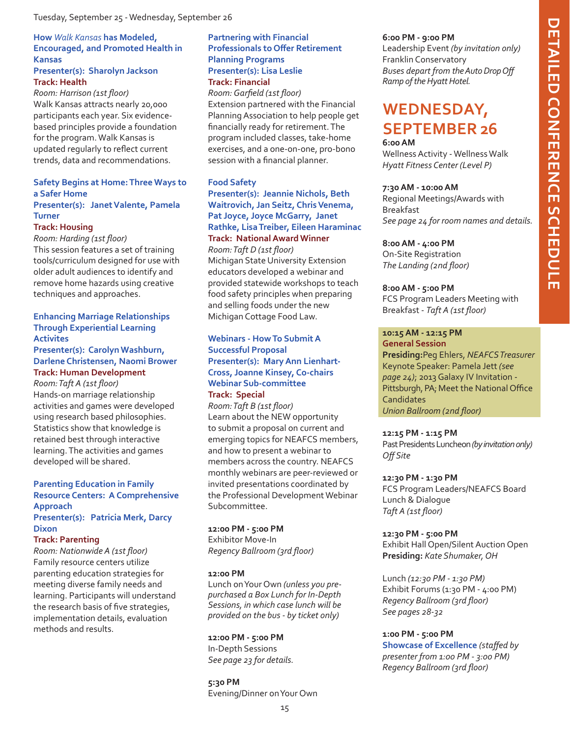### How *Walk Kansas* has Modeled, Encouraged, and Promoted Health in Kansas

**Presenter(s): Sharolyn Jackson**
**Track: Health**
*Room: Harrison (1st floor)*

Walk Kansas attracts nearly 20,000 participants each year. Six evidence-based principles provide a foundation for the program. Walk Kansas is updated regularly to reflect current trends, data and recommendations.

### Safety Begins at Home: Three Ways to a Safer Home

**Presenter(s): Janet Valente, Pamela Turner**
**Track: Housing**
*Room: Harding (1st floor)*

This session features a set of training tools/curriculum designed for use with older adult audiences to identify and remove home hazards using creative techniques and approaches.

### Enhancing Marriage Relationships Through Experiential Learning Activites

**Presenter(s): Carolyn Washburn, Darlene Christensen, Naomi Brower**
**Track: Human Development**
*Room: Taft A (1st floor)*

Hands-on marriage relationship activities and games were developed using research based philosophies. Statistics show that knowledge is retained best through interactive learning. The activities and games developed will be shared.

### Parenting Education in Family Resource Centers: A Comprehensive Approach

**Presenter(s): Patricia Merk, Darcy Dixon**
**Track: Parenting**
*Room: Nationwide A (1st floor)*

Family resource centers utilize parenting education strategies for meeting diverse family needs and learning. Participants will understand the research basis of five strategies, implementation details, evaluation methods and results.

### Partnering with Financial Professionals to Offer Retirement Planning Programs

**Presenter(s): Lisa Leslie**
**Track: Financial**
*Room: Garfield (1st floor)*

Extension partnered with the Financial Planning Association to help people get financially ready for retirement. The program included classes, take-home exercises, and a one-on-one, pro-bono session with a financial planner.

### Food Safety

**Presenter(s): Jeannie Nichols, Beth Waitrovich, Jan Seitz, Chris Venema, Pat Joyce, Joyce McGarry, Janet Rathke, Lisa Treiber, Eileen Haraminac**
**Track: National Award Winner**
*Room: Taft D (1st floor)*

Michigan State University Extension educators developed a webinar and provided statewide workshops to teach food safety principles when preparing and selling foods under the new Michigan Cottage Food Law.

### Webinars - How To Submit A Successful Proposal

**Presenter(s): Mary Ann Lienhart-Cross, Joanne Kinsey, Co-chairs Webinar Sub-committee**
**Track: Special**
*Room: Taft B (1st floor)*

Learn about the NEW opportunity to submit a proposal on current and emerging topics for NEAFCS members, and how to present a webinar to members across the country. NEAFCS monthly webinars are peer-reviewed or invited presentations coordinated by the Professional Development Webinar Subcommittee.

**12:00 PM - 5:00 PM**
Exhibitor Move-In
*Regency Ballroom (3rd floor)*

**12:00 PM**
Lunch on Your Own *(unless you pre-purchased a Box Lunch for In-Depth Sessions, in which case lunch will be provided on the bus - by ticket only)*

**12:00 PM - 5:00 PM**
In-Depth Sessions
*See page 23 for details.*

**5:30 PM**
Evening/Dinner on Your Own

**6:00 PM - 9:00 PM**
Leadership Event *(by invitation only)*
Franklin Conservatory
*Buses depart from the Auto Drop Off Ramp of the Hyatt Hotel.*

## WEDNESDAY, SEPTEMBER 26

**6:00 AM**
Wellness Activity - Wellness Walk
*Hyatt Fitness Center (Level P)*

**7:30 AM - 10:00 AM**
Regional Meetings/Awards with Breakfast
*See page 24 for room names and details.*

**8:00 AM - 4:00 PM**
On-Site Registration
*The Landing (2nd floor)*

**8:00 AM - 5:00 PM**
FCS Program Leaders Meeting with Breakfast - *Taft A (1st floor)*

**10:15 AM - 12:15 PM**
**General Session**
**Presiding:** Peg Ehlers, *NEAFCS Treasurer*
Keynote Speaker: Pamela Jett *(see page 24)*; 2013 Galaxy IV Invitation - Pittsburgh, PA; Meet the National Office Candidates
*Union Ballroom (2nd floor)*

**12:15 PM - 1:15 PM**
Past Presidents Luncheon *(by invitation only)*
*Off Site*

**12:30 PM - 1:30 PM**
FCS Program Leaders/NEAFCS Board Lunch & Dialogue
*Taft A (1st floor)*

**12:30 PM - 5:00 PM**
Exhibit Hall Open/Silent Auction Open
**Presiding:** *Kate Shumaker, OH*

Lunch *(12:30 PM - 1:30 PM)*
Exhibit Forums (1:30 PM - 4:00 PM)
*Regency Ballroom (3rd floor)*
*See pages 28-32*

**1:00 PM - 5:00 PM**
**Showcase of Excellence** *(staffed by presenter from 1:00 PM - 3:00 PM)*
*Regency Ballroom (3rd floor)*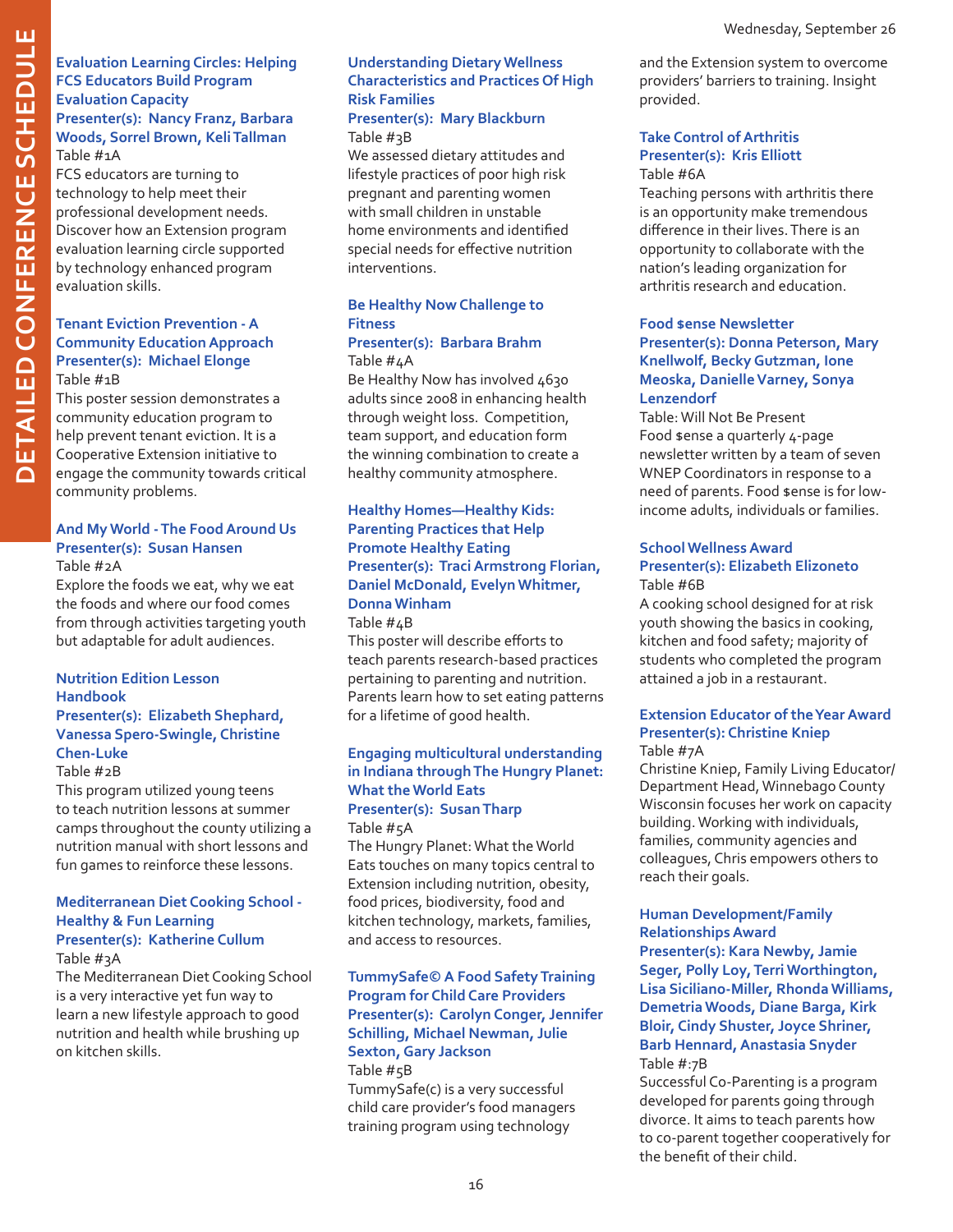### Evaluation Learning Circles: Helping FCS Educators Build Program Evaluation Capacity

**Presenter(s): Nancy Franz, Barbara Woods, Sorrel Brown, Keli Tallman**

Table #1A

FCS educators are turning to technology to help meet their professional development needs. Discover how an Extension program evaluation learning circle supported by technology enhanced program evaluation skills.

### Tenant Eviction Prevention - A Community Education Approach

**Presenter(s): Michael Elonge**

Table #1B

This poster session demonstrates a community education program to help prevent tenant eviction. It is a Cooperative Extension initiative to engage the community towards critical community problems.

### And My World - The Food Around Us

**Presenter(s): Susan Hansen**

Table #2A

Explore the foods we eat, why we eat the foods and where our food comes from through activities targeting youth but adaptable for adult audiences.

### Nutrition Edition Lesson Handbook

**Presenter(s): Elizabeth Shephard, Vanessa Spero-Swingle, Christine Chen-Luke**

Table #2B

This program utilized young teens to teach nutrition lessons at summer camps throughout the county utilizing a nutrition manual with short lessons and fun games to reinforce these lessons.

### Mediterranean Diet Cooking School - Healthy & Fun Learning

**Presenter(s): Katherine Cullum**

Table #3A

The Mediterranean Diet Cooking School is a very interactive yet fun way to learn a new lifestyle approach to good nutrition and health while brushing up on kitchen skills.

### Understanding Dietary Wellness Characteristics and Practices Of High Risk Families

**Presenter(s): Mary Blackburn**

Table #3B

We assessed dietary attitudes and lifestyle practices of poor high risk pregnant and parenting women with small children in unstable home environments and identified special needs for effective nutrition interventions.

### Be Healthy Now Challenge to Fitness

**Presenter(s): Barbara Brahm**

Table #4A

Be Healthy Now has involved 4630 adults since 2008 in enhancing health through weight loss. Competition, team support, and education form the winning combination to create a healthy community atmosphere.

### Healthy Homes—Healthy Kids: Parenting Practices that Help Promote Healthy Eating

**Presenter(s): Traci Armstrong Florian, Daniel McDonald, Evelyn Whitmer, Donna Winham**

Table #4B

This poster will describe efforts to teach parents research-based practices pertaining to parenting and nutrition. Parents learn how to set eating patterns for a lifetime of good health.

### Engaging multicultural understanding in Indiana through The Hungry Planet: What the World Eats

**Presenter(s): Susan Tharp**

Table #5A

The Hungry Planet: What the World Eats touches on many topics central to Extension including nutrition, obesity, food prices, biodiversity, food and kitchen technology, markets, families, and access to resources.

### TummySafe© A Food Safety Training Program for Child Care Providers

**Presenter(s): Carolyn Conger, Jennifer Schilling, Michael Newman, Julie Sexton, Gary Jackson**

Table #5B

TummySafe(c) is a very successful child care provider's food managers training program using technology and the Extension system to overcome providers' barriers to training. Insight provided.

### Take Control of Arthritis

**Presenter(s): Kris Elliott**

Table #6A

Teaching persons with arthritis there is an opportunity make tremendous difference in their lives. There is an opportunity to collaborate with the nation's leading organization for arthritis research and education.

### Food $ense Newsletter

**Presenter(s): Donna Peterson, Mary Knellwolf, Becky Gutzman, Ione Meoska, Danielle Varney, Sonya Lenzendorf**

Table: Will Not Be Present

Food $ense a quarterly 4-page newsletter written by a team of seven WNEP Coordinators in response to a need of parents. Food $ense is for low-income adults, individuals or families.

### School Wellness Award

**Presenter(s): Elizabeth Elizoneto**

Table #6B

A cooking school designed for at risk youth showing the basics in cooking, kitchen and food safety; majority of students who completed the program attained a job in a restaurant.

### Extension Educator of the Year Award

**Presenter(s): Christine Kniep**

Table #7A

Christine Kniep, Family Living Educator/ Department Head, Winnebago County Wisconsin focuses her work on capacity building. Working with individuals, families, community agencies and colleagues, Chris empowers others to reach their goals.

### Human Development/Family Relationships Award

**Presenter(s): Kara Newby, Jamie Seger, Polly Loy, Terri Worthington, Lisa Siciliano-Miller, Rhonda Williams, Demetria Woods, Diane Barga, Kirk Bloir, Cindy Shuster, Joyce Shriner, Barb Hennard, Anastasia Snyder**

Table #:7B

Successful Co-Parenting is a program developed for parents going through divorce. It aims to teach parents how to co-parent together cooperatively for the benefit of their child.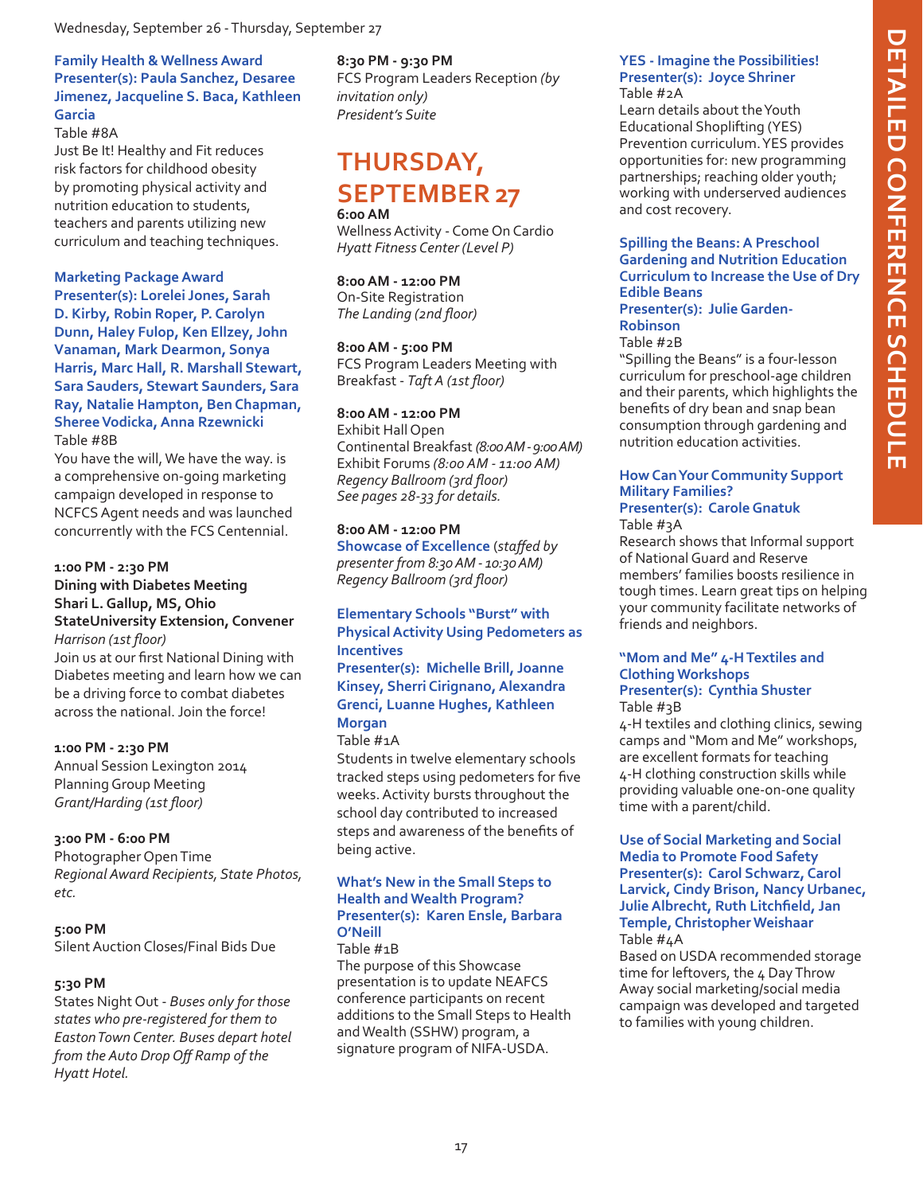**Family Health & Wellness Award**
**Presenter(s): Paula Sanchez, Desaree Jimenez, Jacqueline S. Baca, Kathleen Garcia**
Table #8A
Just Be It! Healthy and Fit reduces risk factors for childhood obesity by promoting physical activity and nutrition education to students, teachers and parents utilizing new curriculum and teaching techniques.

**Marketing Package Award**
**Presenter(s): Lorelei Jones, Sarah D. Kirby, Robin Roper, P. Carolyn Dunn, Haley Fulop, Ken Ellzey, John Vanaman, Mark Dearmon, Sonya Harris, Marc Hall, R. Marshall Stewart, Sara Sauders, Stewart Saunders, Sara Ray, Natalie Hampton, Ben Chapman, Sheree Vodicka, Anna Rzewnicki**
Table #8B
You have the will, We have the way. is a comprehensive on-going marketing campaign developed in response to NCFCS Agent needs and was launched concurrently with the FCS Centennial.

**1:00 PM - 2:30 PM**
**Dining with Diabetes Meeting**
**Shari L. Gallup, MS, Ohio StateUniversity Extension, Convener**
*Harrison (1st floor)*
Join us at our first National Dining with Diabetes meeting and learn how we can be a driving force to combat diabetes across the national. Join the force!

**1:00 PM - 2:30 PM**
Annual Session Lexington 2014 Planning Group Meeting
*Grant/Harding (1st floor)*

**3:00 PM - 6:00 PM**
Photographer Open Time
*Regional Award Recipients, State Photos, etc.*

**5:00 PM**
Silent Auction Closes/Final Bids Due

**5:30 PM**
States Night Out - *Buses only for those states who pre-registered for them to Easton Town Center. Buses depart hotel from the Auto Drop Off Ramp of the Hyatt Hotel.*

**8:30 PM - 9:30 PM**
FCS Program Leaders Reception *(by invitation only)*
*President's Suite*

## THURSDAY, SEPTEMBER 27

**6:00 AM**
Wellness Activity - Come On Cardio
*Hyatt Fitness Center (Level P)*

**8:00 AM - 12:00 PM**
On-Site Registration
*The Landing (2nd floor)*

**8:00 AM - 5:00 PM**
FCS Program Leaders Meeting with Breakfast - *Taft A (1st floor)*

**8:00 AM - 12:00 PM**
Exhibit Hall Open
Continental Breakfast *(8:00 AM - 9:00 AM)*
Exhibit Forums *(8:00 AM - 11:00 AM)*
*Regency Ballroom (3rd floor)*
*See pages 28-33 for details.*

**8:00 AM - 12:00 PM**
**Showcase of Excellence** (*staffed by presenter from 8:30 AM - 10:30 AM)*
*Regency Ballroom (3rd floor)*

**Elementary Schools "Burst" with Physical Activity Using Pedometers as Incentives**
**Presenter(s): Michelle Brill, Joanne Kinsey, Sherri Cirignano, Alexandra Grenci, Luanne Hughes, Kathleen Morgan**
Table #1A
Students in twelve elementary schools tracked steps using pedometers for five weeks. Activity bursts throughout the school day contributed to increased steps and awareness of the benefits of being active.

**What's New in the Small Steps to Health and Wealth Program?**
**Presenter(s): Karen Ensle, Barbara O'Neill**
Table #1B
The purpose of this Showcase presentation is to update NEAFCS conference participants on recent additions to the Small Steps to Health and Wealth (SSHW) program, a signature program of NIFA-USDA.

**YES - Imagine the Possibilities!**
**Presenter(s): Joyce Shriner**
Table #2A
Learn details about the Youth Educational Shoplifting (YES) Prevention curriculum. YES provides opportunities for: new programming partnerships; reaching older youth; working with underserved audiences and cost recovery.

**Spilling the Beans: A Preschool Gardening and Nutrition Education Curriculum to Increase the Use of Dry Edible Beans**
**Presenter(s): Julie Garden-Robinson**
Table #2B
"Spilling the Beans" is a four-lesson curriculum for preschool-age children and their parents, which highlights the benefits of dry bean and snap bean consumption through gardening and nutrition education activities.

**How Can Your Community Support Military Families?**
**Presenter(s): Carole Gnatuk**
Table #3A
Research shows that Informal support of National Guard and Reserve members' families boosts resilience in tough times. Learn great tips on helping your community facilitate networks of friends and neighbors.

**"Mom and Me" 4-H Textiles and Clothing Workshops**
**Presenter(s): Cynthia Shuster**
Table #3B
4-H textiles and clothing clinics, sewing camps and "Mom and Me" workshops, are excellent formats for teaching 4-H clothing construction skills while providing valuable one-on-one quality time with a parent/child.

**Use of Social Marketing and Social Media to Promote Food Safety**
**Presenter(s): Carol Schwarz, Carol Larvick, Cindy Brison, Nancy Urbanec, Julie Albrecht, Ruth Litchfield, Jan Temple, Christopher Weishaar**
Table #4A
Based on USDA recommended storage time for leftovers, the 4 Day Throw Away social marketing/social media campaign was developed and targeted to families with young children.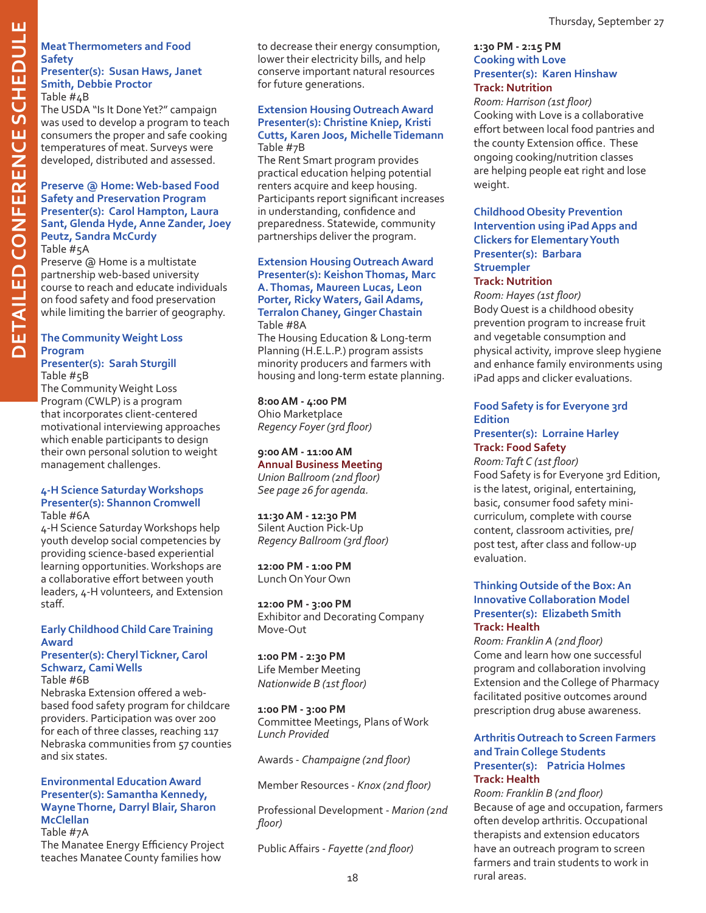### Meat Thermometers and Food Safety

**Presenter(s): Susan Haws, Janet Smith, Debbie Proctor**

Table #4B

The USDA "Is It Done Yet?" campaign was used to develop a program to teach consumers the proper and safe cooking temperatures of meat. Surveys were developed, distributed and assessed.

### Preserve @ Home: Web-based Food Safety and Preservation Program

**Presenter(s): Carol Hampton, Laura Sant, Glenda Hyde, Anne Zander, Joey Peutz, Sandra McCurdy**

Table #5A

Preserve @ Home is a multistate partnership web-based university course to reach and educate individuals on food safety and food preservation while limiting the barrier of geography.

### The Community Weight Loss Program

**Presenter(s): Sarah Sturgill**

Table #5B

The Community Weight Loss Program (CWLP) is a program that incorporates client-centered motivational interviewing approaches which enable participants to design their own personal solution to weight management challenges.

### 4-H Science Saturday Workshops

**Presenter(s): Shannon Cromwell**

Table #6A

4-H Science Saturday Workshops help youth develop social competencies by providing science-based experiential learning opportunities. Workshops are a collaborative effort between youth leaders, 4-H volunteers, and Extension staff.

### Early Childhood Child Care Training Award

**Presenter(s): Cheryl Tickner, Carol Schwarz, Cami Wells**

Table #6B

Nebraska Extension offered a web-based food safety program for childcare providers. Participation was over 200 for each of three classes, reaching 117 Nebraska communities from 57 counties and six states.

### Environmental Education Award

**Presenter(s): Samantha Kennedy, Wayne Thorne, Darryl Blair, Sharon McClellan**

Table #7A

The Manatee Energy Efficiency Project teaches Manatee County families how to decrease their energy consumption, lower their electricity bills, and help conserve important natural resources for future generations.

### Extension Housing Outreach Award

**Presenter(s): Christine Kniep, Kristi Cutts, Karen Joos, Michelle Tidemann**

Table #7B

The Rent Smart program provides practical education helping potential renters acquire and keep housing. Participants report significant increases in understanding, confidence and preparedness. Statewide, community partnerships deliver the program.

### Extension Housing Outreach Award

**Presenter(s): Keishon Thomas, Marc A. Thomas, Maureen Lucas, Leon Porter, Ricky Waters, Gail Adams, Terralon Chaney, Ginger Chastain**

Table #8A

The Housing Education & Long-term Planning (H.E.L.P.) program assists minority producers and farmers with housing and long-term estate planning.

**8:00 AM - 4:00 PM**
Ohio Marketplace
*Regency Foyer (3rd floor)*

**9:00 AM - 11:00 AM**
**Annual Business Meeting**
*Union Ballroom (2nd floor)*
*See page 26 for agenda.*

**11:30 AM - 12:30 PM**
Silent Auction Pick-Up
*Regency Ballroom (3rd floor)*

**12:00 PM - 1:00 PM**
Lunch On Your Own

**12:00 PM - 3:00 PM**
Exhibitor and Decorating Company Move-Out

**1:00 PM - 2:30 PM**
Life Member Meeting
*Nationwide B (1st floor)*

**1:00 PM - 3:00 PM**
Committee Meetings, Plans of Work
*Lunch Provided*

Awards - *Champaigne (2nd floor)*

Member Resources - *Knox (2nd floor)*

Professional Development - *Marion (2nd floor)*

Public Affairs - *Fayette (2nd floor)*

**1:30 PM - 2:15 PM**

### Cooking with Love

**Presenter(s): Karen Hinshaw**

**Track: Nutrition**

*Room: Harrison (1st floor)*

Cooking with Love is a collaborative effort between local food pantries and the county Extension office. These ongoing cooking/nutrition classes are helping people eat right and lose weight.

### Childhood Obesity Prevention Intervention using iPad Apps and Clickers for Elementary Youth

**Presenter(s): Barbara Struempler**

**Track: Nutrition**

*Room: Hayes (1st floor)*

Body Quest is a childhood obesity prevention program to increase fruit and vegetable consumption and physical activity, improve sleep hygiene and enhance family environments using iPad apps and clicker evaluations.

### Food Safety is for Everyone 3rd Edition

**Presenter(s): Lorraine Harley**

**Track: Food Safety**

*Room: Taft C (1st floor)*

Food Safety is for Everyone 3rd Edition, is the latest, original, entertaining, basic, consumer food safety mini-curriculum, complete with course content, classroom activities, pre/post test, after class and follow-up evaluation.

### Thinking Outside of the Box: An Innovative Collaboration Model

**Presenter(s): Elizabeth Smith**

**Track: Health**

*Room: Franklin A (2nd floor)*

Come and learn how one successful program and collaboration involving Extension and the College of Pharmacy facilitated positive outcomes around prescription drug abuse awareness.

### Arthritis Outreach to Screen Farmers and Train College Students

**Presenter(s): Patricia Holmes**

**Track: Health**

*Room: Franklin B (2nd floor)*

Because of age and occupation, farmers often develop arthritis. Occupational therapists and extension educators have an outreach program to screen farmers and train students to work in rural areas.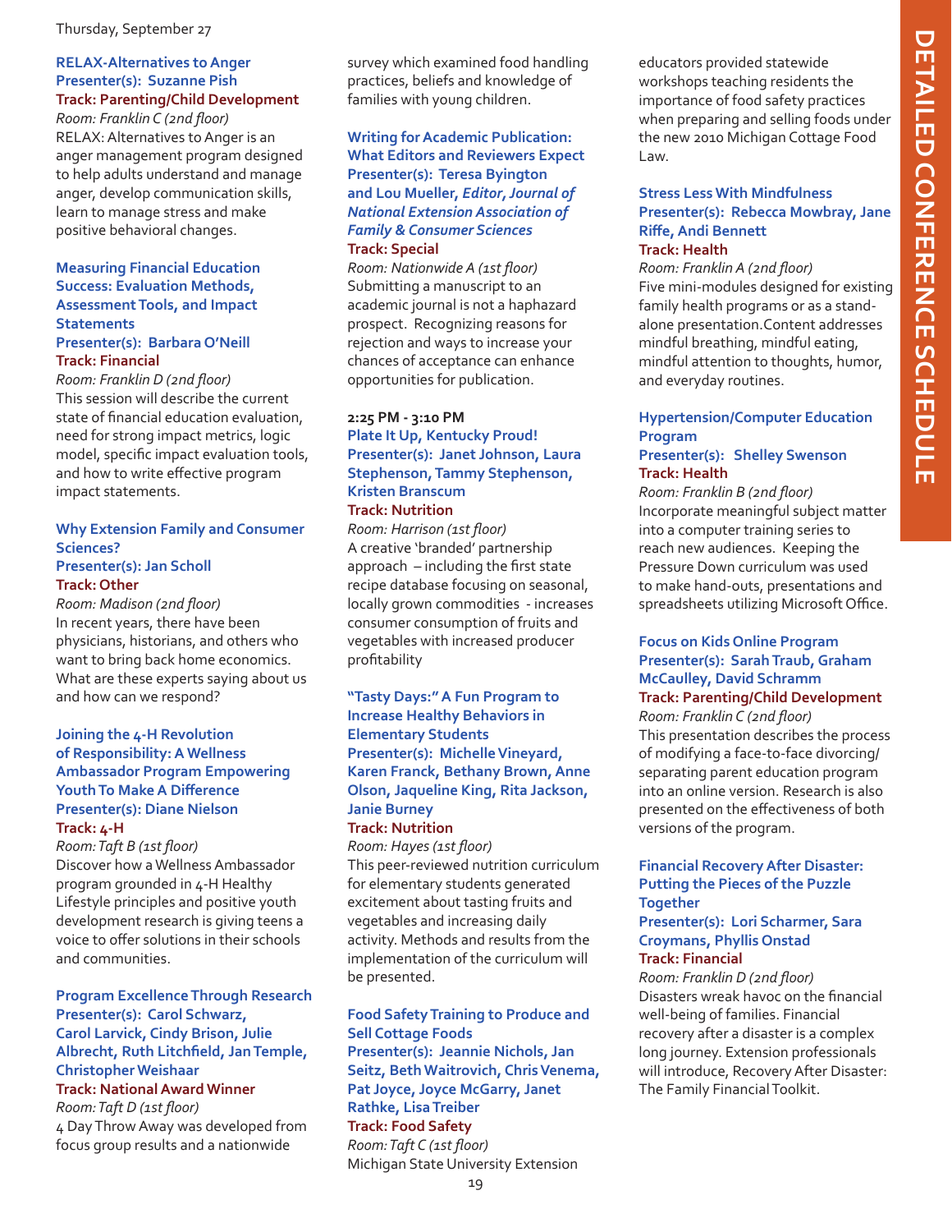Thursday, September 27

### RELAX-Alternatives to Anger
**Presenter(s): Suzanne Pish**
**Track: Parenting/Child Development**
*Room: Franklin C (2nd floor)*
RELAX: Alternatives to Anger is an anger management program designed to help adults understand and manage anger, develop communication skills, learn to manage stress and make positive behavioral changes.

### Measuring Financial Education Success: Evaluation Methods, Assessment Tools, and Impact Statements
**Presenter(s): Barbara O'Neill**
**Track: Financial**
*Room: Franklin D (2nd floor)*
This session will describe the current state of financial education evaluation, need for strong impact metrics, logic model, specific impact evaluation tools, and how to write effective program impact statements.

### Why Extension Family and Consumer Sciences?
**Presenter(s): Jan Scholl**
**Track: Other**
*Room: Madison (2nd floor)*
In recent years, there have been physicians, historians, and others who want to bring back home economics. What are these experts saying about us and how can we respond?

### Joining the 4-H Revolution of Responsibility: A Wellness Ambassador Program Empowering Youth To Make A Difference
**Presenter(s): Diane Nielson**
**Track: 4-H**
*Room: Taft B (1st floor)*
Discover how a Wellness Ambassador program grounded in 4-H Healthy Lifestyle principles and positive youth development research is giving teens a voice to offer solutions in their schools and communities.

### Program Excellence Through Research
**Presenter(s): Carol Schwarz, Carol Larvick, Cindy Brison, Julie Albrecht, Ruth Litchfield, Jan Temple, Christopher Weishaar**
**Track: National Award Winner**
*Room: Taft D (1st floor)*
4 Day Throw Away was developed from focus group results and a nationwide survey which examined food handling practices, beliefs and knowledge of families with young children.

### Writing for Academic Publication: What Editors and Reviewers Expect
**Presenter(s): Teresa Byington and Lou Mueller, *Editor, Journal of National Extension Association of Family & Consumer Sciences***
**Track: Special**
*Room: Nationwide A (1st floor)*
Submitting a manuscript to an academic journal is not a haphazard prospect. Recognizing reasons for rejection and ways to increase your chances of acceptance can enhance opportunities for publication.

## 2:25 PM - 3:10 PM

### Plate It Up, Kentucky Proud!
**Presenter(s): Janet Johnson, Laura Stephenson, Tammy Stephenson, Kristen Branscum**
**Track: Nutrition**
*Room: Harrison (1st floor)*
A creative 'branded' partnership approach – including the first state recipe database focusing on seasonal, locally grown commodities - increases consumer consumption of fruits and vegetables with increased producer profitability

### "Tasty Days:" A Fun Program to Increase Healthy Behaviors in Elementary Students
**Presenter(s): Michelle Vineyard, Karen Franck, Bethany Brown, Anne Olson, Jaqueline King, Rita Jackson, Janie Burney**
**Track: Nutrition**
*Room: Hayes (1st floor)*
This peer-reviewed nutrition curriculum for elementary students generated excitement about tasting fruits and vegetables and increasing daily activity. Methods and results from the implementation of the curriculum will be presented.

### Food Safety Training to Produce and Sell Cottage Foods
**Presenter(s): Jeannie Nichols, Jan Seitz, Beth Waitrovich, Chris Venema, Pat Joyce, Joyce McGarry, Janet Rathke, Lisa Treiber**
**Track: Food Safety**
*Room: Taft C (1st floor)*
Michigan State University Extension educators provided statewide workshops teaching residents the importance of food safety practices when preparing and selling foods under the new 2010 Michigan Cottage Food Law.

### Stress Less With Mindfulness
**Presenter(s): Rebecca Mowbray, Jane Riffe, Andi Bennett**
**Track: Health**
*Room: Franklin A (2nd floor)*
Five mini-modules designed for existing family health programs or as a stand-alone presentation.Content addresses mindful breathing, mindful eating, mindful attention to thoughts, humor, and everyday routines.

### Hypertension/Computer Education Program
**Presenter(s): Shelley Swenson**
**Track: Health**
*Room: Franklin B (2nd floor)*
Incorporate meaningful subject matter into a computer training series to reach new audiences. Keeping the Pressure Down curriculum was used to make hand-outs, presentations and spreadsheets utilizing Microsoft Office.

### Focus on Kids Online Program
**Presenter(s): Sarah Traub, Graham McCaulley, David Schramm**
**Track: Parenting/Child Development**
*Room: Franklin C (2nd floor)*
This presentation describes the process of modifying a face-to-face divorcing/separating parent education program into an online version. Research is also presented on the effectiveness of both versions of the program.

### Financial Recovery After Disaster: Putting the Pieces of the Puzzle Together
**Presenter(s): Lori Scharmer, Sara Croymans, Phyllis Onstad**
**Track: Financial**
*Room: Franklin D (2nd floor)*
Disasters wreak havoc on the financial well-being of families. Financial recovery after a disaster is a complex long journey. Extension professionals will introduce, Recovery After Disaster: The Family Financial Toolkit.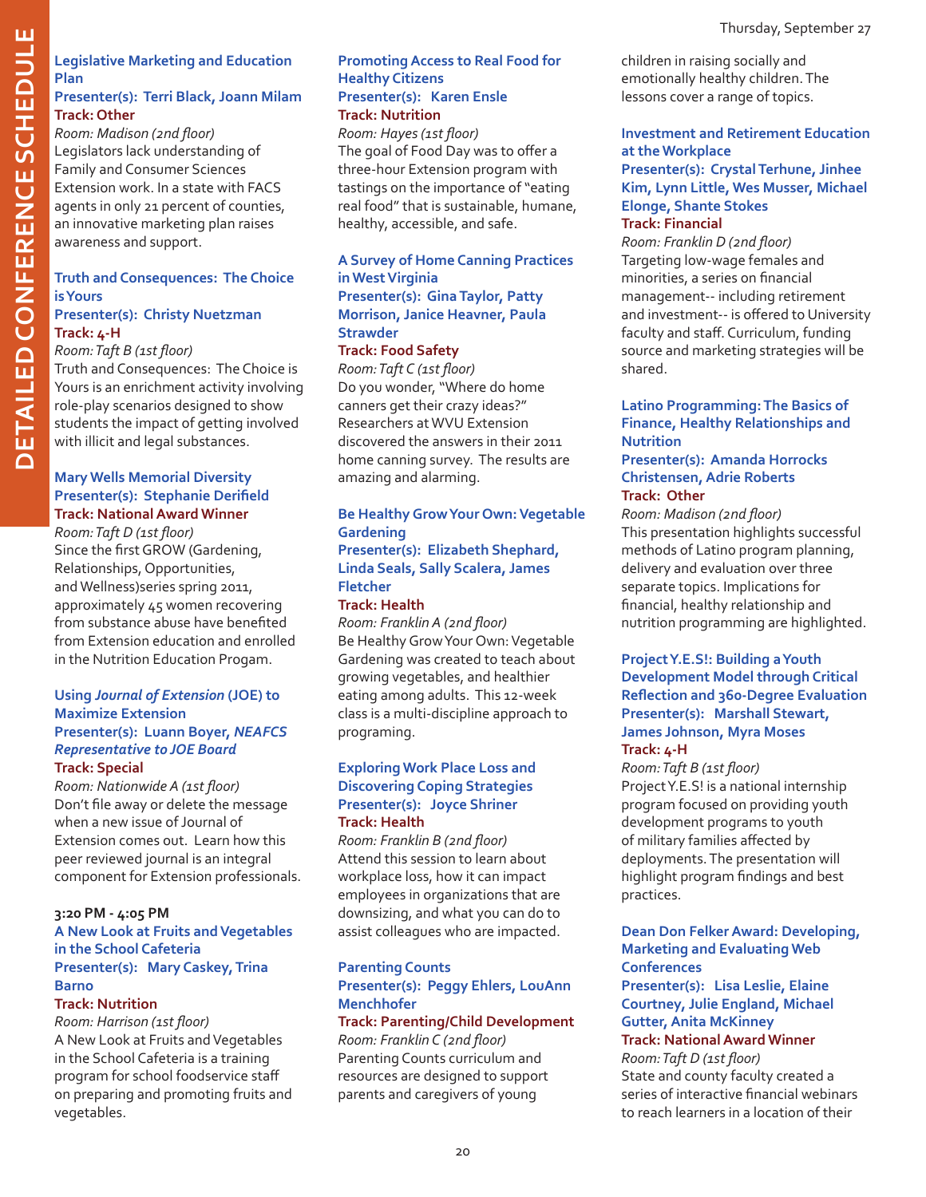### Legislative Marketing and Education Plan

**Presenter(s): Terri Black, Joann Milam**

**Track: Other**

*Room: Madison (2nd floor)*

Legislators lack understanding of Family and Consumer Sciences Extension work. In a state with FACS agents in only 21 percent of counties, an innovative marketing plan raises awareness and support.

### Truth and Consequences: The Choice is Yours

**Presenter(s): Christy Nuetzman**

**Track: 4-H**

*Room: Taft B (1st floor)*

Truth and Consequences: The Choice is Yours is an enrichment activity involving role-play scenarios designed to show students the impact of getting involved with illicit and legal substances.

### Mary Wells Memorial Diversity

**Presenter(s): Stephanie Derifield**

**Track: National Award Winner**

*Room: Taft D (1st floor)*

Since the first GROW (Gardening, Relationships, Opportunities, and Wellness)series spring 2011, approximately 45 women recovering from substance abuse have benefited from Extension education and enrolled in the Nutrition Education Progam.

### Using *Journal of Extension* (JOE) to Maximize Extension

**Presenter(s): Luann Boyer, *NEAFCS Representative to JOE Board***

**Track: Special**

*Room: Nationwide A (1st floor)*

Don't file away or delete the message when a new issue of Journal of Extension comes out. Learn how this peer reviewed journal is an integral component for Extension professionals.

## 3:20 PM - 4:05 PM

### A New Look at Fruits and Vegetables in the School Cafeteria

**Presenter(s): Mary Caskey, Trina Barno**

**Track: Nutrition**

*Room: Harrison (1st floor)*

A New Look at Fruits and Vegetables in the School Cafeteria is a training program for school foodservice staff on preparing and promoting fruits and vegetables.

### Promoting Access to Real Food for Healthy Citizens

**Presenter(s): Karen Ensle**

**Track: Nutrition**

*Room: Hayes (1st floor)*

The goal of Food Day was to offer a three-hour Extension program with tastings on the importance of "eating real food" that is sustainable, humane, healthy, accessible, and safe.

### A Survey of Home Canning Practices in West Virginia

**Presenter(s): Gina Taylor, Patty Morrison, Janice Heavner, Paula Strawder**

**Track: Food Safety**

*Room: Taft C (1st floor)*

Do you wonder, "Where do home canners get their crazy ideas?" Researchers at WVU Extension discovered the answers in their 2011 home canning survey. The results are amazing and alarming.

### Be Healthy Grow Your Own: Vegetable Gardening

**Presenter(s): Elizabeth Shephard, Linda Seals, Sally Scalera, James Fletcher**

**Track: Health**

*Room: Franklin A (2nd floor)*

Be Healthy Grow Your Own: Vegetable Gardening was created to teach about growing vegetables, and healthier eating among adults. This 12-week class is a multi-discipline approach to programing.

### Exploring Work Place Loss and Discovering Coping Strategies

**Presenter(s): Joyce Shriner**

**Track: Health**

*Room: Franklin B (2nd floor)*

Attend this session to learn about workplace loss, how it can impact employees in organizations that are downsizing, and what you can do to assist colleagues who are impacted.

### Parenting Counts

**Presenter(s): Peggy Ehlers, LouAnn Menchhofer**

**Track: Parenting/Child Development**

*Room: Franklin C (2nd floor)*

Parenting Counts curriculum and resources are designed to support parents and caregivers of young children in raising socially and emotionally healthy children. The lessons cover a range of topics.

### Investment and Retirement Education at the Workplace

**Presenter(s): Crystal Terhune, Jinhee Kim, Lynn Little, Wes Musser, Michael Elonge, Shante Stokes**

**Track: Financial**

*Room: Franklin D (2nd floor)*

Targeting low-wage females and minorities, a series on financial management-- including retirement and investment-- is offered to University faculty and staff. Curriculum, funding source and marketing strategies will be shared.

### Latino Programming: The Basics of Finance, Healthy Relationships and Nutrition

**Presenter(s): Amanda Horrocks Christensen, Adrie Roberts**

**Track: Other**

*Room: Madison (2nd floor)*

This presentation highlights successful methods of Latino program planning, delivery and evaluation over three separate topics. Implications for financial, healthy relationship and nutrition programming are highlighted.

### Project Y.E.S!: Building a Youth Development Model through Critical Reflection and 360-Degree Evaluation

**Presenter(s): Marshall Stewart, James Johnson, Myra Moses**

**Track: 4-H**

*Room: Taft B (1st floor)*

Project Y.E.S! is a national internship program focused on providing youth development programs to youth of military families affected by deployments. The presentation will highlight program findings and best practices.

### Dean Don Felker Award: Developing, Marketing and Evaluating Web Conferences

**Presenter(s): Lisa Leslie, Elaine Courtney, Julie England, Michael Gutter, Anita McKinney**

**Track: National Award Winner**

*Room: Taft D (1st floor)*

State and county faculty created a series of interactive financial webinars to reach learners in a location of their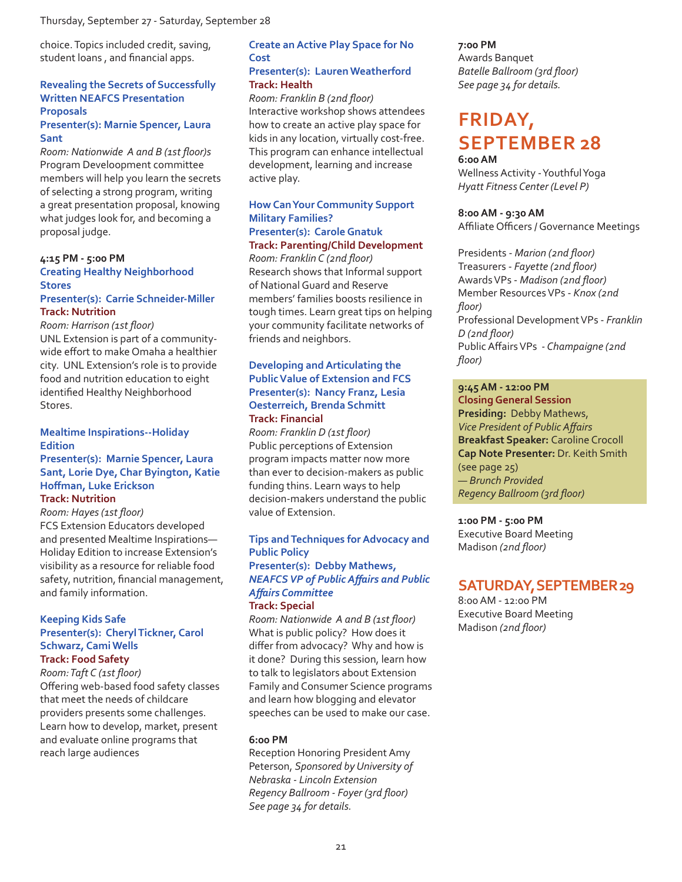choice. Topics included credit, saving, student loans , and financial apps.

### Revealing the Secrets of Successfully Written NEAFCS Presentation Proposals

**Presenter(s): Marnie Spencer, Laura Sant**

*Room: Nationwide A and B (1st floor)s*

Program Developoment committee members will help you learn the secrets of selecting a strong program, writing a great presentation proposal, knowing what judges look for, and becoming a proposal judge.

**4:15 PM - 5:00 PM**

### Creating Healthy Neighborhood Stores

**Presenter(s): Carrie Schneider-Miller**

**Track: Nutrition**

*Room: Harrison (1st floor)*

UNL Extension is part of a community-wide effort to make Omaha a healthier city. UNL Extension's role is to provide food and nutrition education to eight identified Healthy Neighborhood Stores.

### Mealtime Inspirations--Holiday Edition

**Presenter(s): Marnie Spencer, Laura Sant, Lorie Dye, Char Byington, Katie Hoffman, Luke Erickson**

**Track: Nutrition**

*Room: Hayes (1st floor)*

FCS Extension Educators developed and presented Mealtime Inspirations—Holiday Edition to increase Extension's visibility as a resource for reliable food safety, nutrition, financial management, and family information.

### Keeping Kids Safe

**Presenter(s): Cheryl Tickner, Carol Schwarz, Cami Wells**

**Track: Food Safety**

*Room: Taft C (1st floor)*

Offering web-based food safety classes that meet the needs of childcare providers presents some challenges. Learn how to develop, market, present and evaluate online programs that reach large audiences

### Create an Active Play Space for No Cost

**Presenter(s): Lauren Weatherford**

**Track: Health**

*Room: Franklin B (2nd floor)*

Interactive workshop shows attendees how to create an active play space for kids in any location, virtually cost-free. This program can enhance intellectual development, learning and increase active play.

### How Can Your Community Support Military Families?

**Presenter(s): Carole Gnatuk**

**Track: Parenting/Child Development**

*Room: Franklin C (2nd floor)*

Research shows that Informal support of National Guard and Reserve members' families boosts resilience in tough times. Learn great tips on helping your community facilitate networks of friends and neighbors.

### Developing and Articulating the Public Value of Extension and FCS

**Presenter(s): Nancy Franz, Lesia Oesterreich, Brenda Schmitt**

**Track: Financial**

*Room: Franklin D (1st floor)*

Public perceptions of Extension program impacts matter now more than ever to decision-makers as public funding thins. Learn ways to help decision-makers understand the public value of Extension.

### Tips and Techniques for Advocacy and Public Policy

**Presenter(s): Debby Mathews, *NEAFCS VP of Public Affairs and Public Affairs Committee***

**Track: Special**

*Room: Nationwide A and B (1st floor)*

What is public policy? How does it differ from advocacy? Why and how is it done? During this session, learn how to talk to legislators about Extension Family and Consumer Science programs and learn how blogging and elevator speeches can be used to make our case.

**6:00 PM**

Reception Honoring President Amy Peterson, *Sponsored by University of Nebraska - Lincoln Extension*

*Regency Ballroom - Foyer (3rd floor)*

*See page 34 for details.*

**7:00 PM**

Awards Banquet

*Batelle Ballroom (3rd floor)*

*See page 34 for details.*

## FRIDAY, SEPTEMBER 28

**6:00 AM**

Wellness Activity - Youthful Yoga

*Hyatt Fitness Center (Level P)*

**8:00 AM - 9:30 AM**

Affiliate Officers / Governance Meetings

Presidents - *Marion (2nd floor)*

Treasurers - *Fayette (2nd floor)*

Awards VPs - *Madison (2nd floor)*

Member Resources VPs - *Knox (2nd floor)*

Professional Development VPs - *Franklin D (2nd floor)*

Public Affairs VPs - *Champaigne (2nd floor)*

**9:45 AM - 12:00 PM**

**Closing General Session**

**Presiding:** Debby Mathews, *Vice President of Public Affairs*

**Breakfast Speaker:** Caroline Crocoll

**Cap Note Presenter:** Dr. Keith Smith (see page 25)

*— Brunch Provided*

*Regency Ballroom (3rd floor)*

**1:00 PM - 5:00 PM**

Executive Board Meeting

Madison *(2nd floor)*

## SATURDAY, SEPTEMBER 29

8:00 AM - 12:00 PM

Executive Board Meeting

Madison *(2nd floor)*